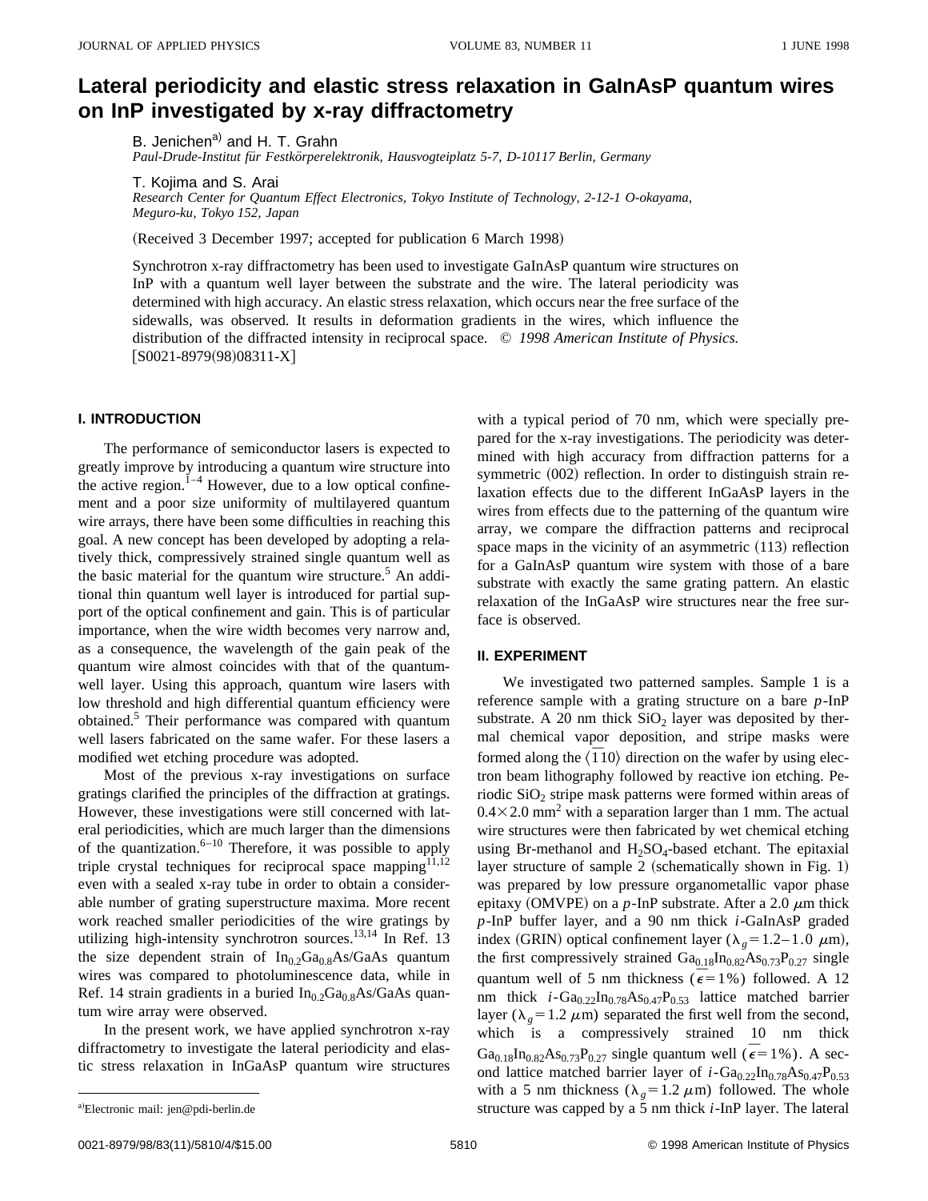# Lateral periodicity and elastic stress relaxation in GaInAsP quantum wires on InP investigated by x-ray diffractometry

B. Jenichen[a] and H. T. Grahn
*Paul-Drude-Institut für Festkörperelektronik, Hausvogteiplatz 5-7, D-10117 Berlin, Germany*

T. Kojima and S. Arai
*Research Center for Quantum Effect Electronics, Tokyo Institute of Technology, 2-12-1 O-okayama, Meguro-ku, Tokyo 152, Japan*

(Received 3 December 1997; accepted for publication 6 March 1998)

Synchrotron x-ray diffractometry has been used to investigate GaInAsP quantum wire structures on InP with a quantum well layer between the substrate and the wire. The lateral periodicity was determined with high accuracy. An elastic stress relaxation, which occurs near the free surface of the sidewalls, was observed. It results in deformation gradients in the wires, which influence the distribution of the diffracted intensity in reciprocal space. © *1998 American Institute of Physics.* [S0021-8979(98)08311-X]

## I. INTRODUCTION

The performance of semiconductor lasers is expected to greatly improve by introducing a quantum wire structure into the active region.[1–4] However, due to a low optical confinement and a poor size uniformity of multilayered quantum wire arrays, there have been some difficulties in reaching this goal. A new concept has been developed by adopting a relatively thick, compressively strained single quantum well as the basic material for the quantum wire structure.[5] An additional thin quantum well layer is introduced for partial support of the optical confinement and gain. This is of particular importance, when the wire width becomes very narrow and, as a consequence, the wavelength of the gain peak of the quantum wire almost coincides with that of the quantum-well layer. Using this approach, quantum wire lasers with low threshold and high differential quantum efficiency were obtained.[5] Their performance was compared with quantum well lasers fabricated on the same wafer. For these lasers a modified wet etching procedure was adopted.

Most of the previous x-ray investigations on surface gratings clarified the principles of the diffraction at gratings. However, these investigations were still concerned with lateral periodicities, which are much larger than the dimensions of the quantization.[6–10] Therefore, it was possible to apply triple crystal techniques for reciprocal space mapping[11,12] even with a sealed x-ray tube in order to obtain a considerable number of grating superstructure maxima. More recent work reached smaller periodicities of the wire gratings by utilizing high-intensity synchrotron sources.[13,14] In Ref. 13 the size dependent strain of $In_{0.2}Ga_{0.8}As/GaAs$ quantum wires was compared to photoluminescence data, while in Ref. 14 strain gradients in a buried $In_{0.2}Ga_{0.8}As/GaAs$ quantum wire array were observed.

In the present work, we have applied synchrotron x-ray diffractometry to investigate the lateral periodicity and elastic stress relaxation in InGaAsP quantum wire structures with a typical period of 70 nm, which were specially prepared for the x-ray investigations. The periodicity was determined with high accuracy from diffraction patterns for a symmetric (002) reflection. In order to distinguish strain relaxation effects due to the different InGaAsP layers in the wires from effects due to the patterning of the quantum wire array, we compare the diffraction patterns and reciprocal space maps in the vicinity of an asymmetric (113) reflection for a GaInAsP quantum wire system with those of a bare substrate with exactly the same grating pattern. An elastic relaxation of the InGaAsP wire structures near the free surface is observed.

## II. EXPERIMENT

We investigated two patterned samples. Sample 1 is a reference sample with a grating structure on a bare *p*-InP substrate. A 20 nm thick $SiO_2$ layer was deposited by thermal chemical vapor deposition, and stripe masks were formed along the $\langle\bar{1}10\rangle$ direction on the wafer by using electron beam lithography followed by reactive ion etching. Periodic $SiO_2$ stripe mask patterns were formed within areas of $0.4\times2.0$ mm$^2$ with a separation larger than 1 mm. The actual wire structures were then fabricated by wet chemical etching using Br-methanol and $H_2SO_4$-based etchant. The epitaxial layer structure of sample 2 (schematically shown in Fig. 1) was prepared by low pressure organometallic vapor phase epitaxy (OMVPE) on a *p*-InP substrate. After a 2.0 $\mu$m thick *p*-InP buffer layer, and a 90 nm thick *i*-GaInAsP graded index (GRIN) optical confinement layer ($\lambda_g=1.2$–$1.0$ $\mu$m), the first compressively strained $Ga_{0.18}In_{0.82}As_{0.73}P_{0.27}$ single quantum well of 5 nm thickness ($\bar{\epsilon}=1\%$) followed. A 12 nm thick *i*-$Ga_{0.22}In_{0.78}As_{0.47}P_{0.53}$ lattice matched barrier layer ($\lambda_g=1.2$ $\mu$m) separated the first well from the second, which is a compressively strained 10 nm thick $Ga_{0.18}In_{0.82}As_{0.73}P_{0.27}$ single quantum well ($\bar{\epsilon}=1\%$). A second lattice matched barrier layer of *i*-$Ga_{0.22}In_{0.78}As_{0.47}P_{0.53}$ with a 5 nm thickness ($\lambda_g=1.2$ $\mu$m) followed. The whole structure was capped by a 5 nm thick *i*-InP layer. The lateral

[a]Electronic mail: jen@pdi-berlin.de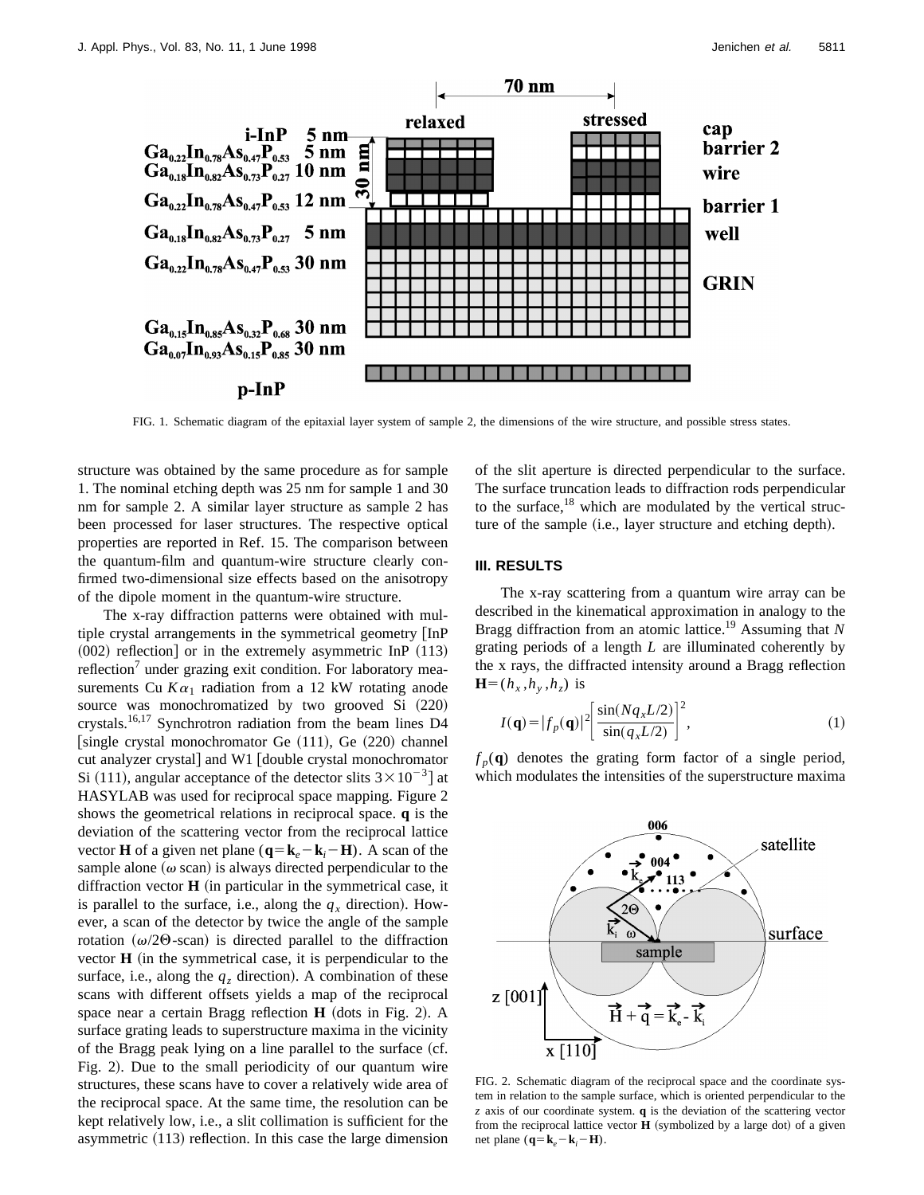FIG. 1. Schematic diagram of the epitaxial layer system of sample 2, the dimensions of the wire structure, and possible stress states.

structure was obtained by the same procedure as for sample 1. The nominal etching depth was 25 nm for sample 1 and 30 nm for sample 2. A similar layer structure as sample 2 has been processed for laser structures. The respective optical properties are reported in Ref. 15. The comparison between the quantum-film and quantum-wire structure clearly confirmed two-dimensional size effects based on the anisotropy of the dipole moment in the quantum-wire structure.

The x-ray diffraction patterns were obtained with multiple crystal arrangements in the symmetrical geometry [InP (002) reflection] or in the extremely asymmetric InP (113) reflection[7] under grazing exit condition. For laboratory measurements Cu $K\alpha_1$ radiation from a 12 kW rotating anode source was monochromatized by two grooved Si (220) crystals.[16,17] Synchrotron radiation from the beam lines D4 [single crystal monochromator Ge (111), Ge (220) channel cut analyzer crystal] and W1 [double crystal monochromator Si (111), angular acceptance of the detector slits $3\times10^{-3}$] at HASYLAB was used for reciprocal space mapping. Figure 2 shows the geometrical relations in reciprocal space. $\mathbf{q}$ is the deviation of the scattering vector from the reciprocal lattice vector $\mathbf{H}$ of a given net plane ($\mathbf{q}=\mathbf{k}_e-\mathbf{k}_i-\mathbf{H}$). A scan of the sample alone ($\omega$ scan) is always directed perpendicular to the diffraction vector $\mathbf{H}$ (in particular in the symmetrical case, it is parallel to the surface, i.e., along the $q_x$ direction). However, a scan of the detector by twice the angle of the sample rotation ($\omega/2\Theta$-scan) is directed parallel to the diffraction vector $\mathbf{H}$ (in the symmetrical case, it is perpendicular to the surface, i.e., along the $q_z$ direction). A combination of these scans with different offsets yields a map of the reciprocal space near a certain Bragg reflection $\mathbf{H}$ (dots in Fig. 2). A surface grating leads to superstructure maxima in the vicinity of the Bragg peak lying on a line parallel to the surface (cf. Fig. 2). Due to the small periodicity of our quantum wire structures, these scans have to cover a relatively wide area of the reciprocal space. At the same time, the resolution can be kept relatively low, i.e., a slit collimation is sufficient for the asymmetric (113) reflection. In this case the large dimension of the slit aperture is directed perpendicular to the surface. The surface truncation leads to diffraction rods perpendicular to the surface,[18] which are modulated by the vertical structure of the sample (i.e., layer structure and etching depth).

### III. RESULTS

The x-ray scattering from a quantum wire array can be described in the kinematical approximation in analogy to the Bragg diffraction from an atomic lattice.[19] Assuming that $N$ grating periods of a length $L$ are illuminated coherently by the x rays, the diffracted intensity around a Bragg reflection $\mathbf{H}=(h_x,h_y,h_z)$ is

$$I(\mathbf{q})=|f_p(\mathbf{q})|^2\left[\frac{\sin(Nq_xL/2)}{\sin(q_xL/2)}\right]^2, \quad (1)$$

$f_p(\mathbf{q})$ denotes the grating form factor of a single period, which modulates the intensities of the superstructure maxima

FIG. 2. Schematic diagram of the reciprocal space and the coordinate system in relation to the sample surface, which is oriented perpendicular to the $z$ axis of our coordinate system. $\mathbf{q}$ is the deviation of the scattering vector from the reciprocal lattice vector $\mathbf{H}$ (symbolized by a large dot) of a given net plane ($\mathbf{q}=\mathbf{k}_e-\mathbf{k}_i-\mathbf{H}$).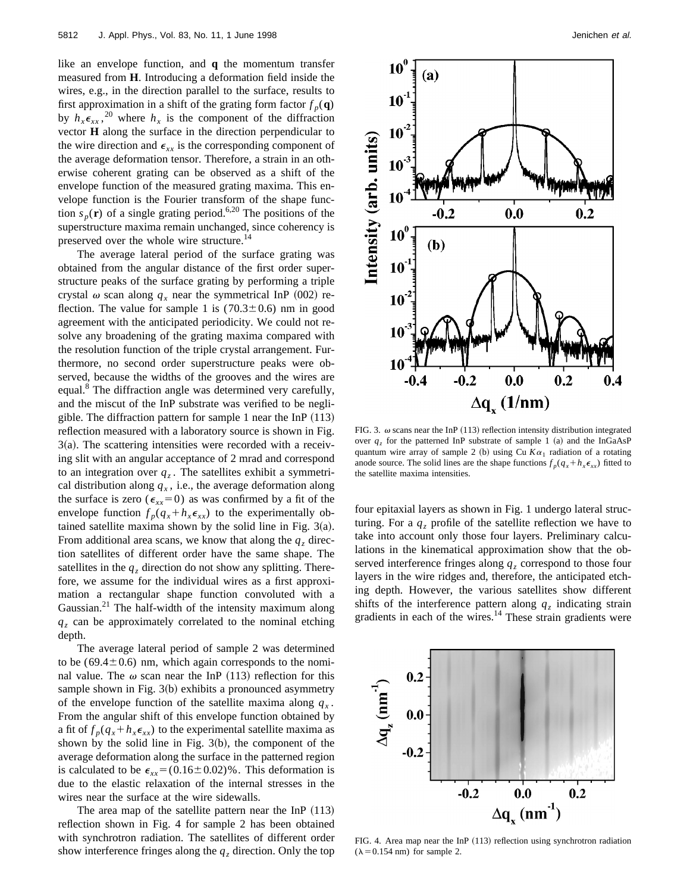like an envelope function, and **q** the momentum transfer measured from **H**. Introducing a deformation field inside the wires, e.g., in the direction parallel to the surface, results to first approximation in a shift of the grating form factor $f_p(\mathbf{q})$ by $h_x \epsilon_{xx}$,[20] where $h_x$ is the component of the diffraction vector **H** along the surface in the direction perpendicular to the wire direction and $\epsilon_{xx}$ is the corresponding component of the average deformation tensor. Therefore, a strain in an otherwise coherent grating can be observed as a shift of the envelope function of the measured grating maxima. This envelope function is the Fourier transform of the shape function $s_p(\mathbf{r})$ of a single grating period.[6,20] The positions of the superstructure maxima remain unchanged, since coherency is preserved over the whole wire structure.[14]

The average lateral period of the surface grating was obtained from the angular distance of the first order superstructure peaks of the surface grating by performing a triple crystal $\omega$ scan along $q_x$ near the symmetrical InP (002) reflection. The value for sample 1 is (70.3±0.6) nm in good agreement with the anticipated periodicity. We could not resolve any broadening of the grating maxima compared with the resolution function of the triple crystal arrangement. Furthermore, no second order superstructure peaks were observed, because the widths of the grooves and the wires are equal.[8] The diffraction angle was determined very carefully, and the miscut of the InP substrate was verified to be negligible. The diffraction pattern for sample 1 near the InP (113) reflection measured with a laboratory source is shown in Fig. 3(a). The scattering intensities were recorded with a receiving slit with an angular acceptance of 2 mrad and correspond to an integration over $q_z$. The satellites exhibit a symmetrical distribution along $q_x$, i.e., the average deformation along the surface is zero ($\epsilon_{xx}=0$) as was confirmed by a fit of the envelope function $f_p(q_x+h_x\epsilon_{xx})$ to the experimentally obtained satellite maxima shown by the solid line in Fig. 3(a). From additional area scans, we know that along the $q_z$ direction satellites of different order have the same shape. The satellites in the $q_z$ direction do not show any splitting. Therefore, we assume for the individual wires as a first approximation a rectangular shape function convoluted with a Gaussian.[21] The half-width of the intensity maximum along $q_z$ can be approximately correlated to the nominal etching depth.

The average lateral period of sample 2 was determined to be (69.4±0.6) nm, which again corresponds to the nominal value. The $\omega$ scan near the InP (113) reflection for this sample shown in Fig. 3(b) exhibits a pronounced asymmetry of the envelope function of the satellite maxima along $q_x$. From the angular shift of this envelope function obtained by a fit of $f_p(q_x+h_x\epsilon_{xx})$ to the experimental satellite maxima as shown by the solid line in Fig. 3(b), the component of the average deformation along the surface in the patterned region is calculated to be $\epsilon_{xx}=(0.16\pm0.02)\%$. This deformation is due to the elastic relaxation of the internal stresses in the wires near the surface at the wire sidewalls.

The area map of the satellite pattern near the InP (113) reflection shown in Fig. 4 for sample 2 has been obtained with synchrotron radiation. The satellites of different order show interference fringes along the $q_z$ direction. Only the top four epitaxial layers as shown in Fig. 1 undergo lateral structuring. For a $q_z$ profile of the satellite reflection we have to take into account only those four layers. Preliminary calculations in the kinematical approximation show that the observed interference fringes along $q_z$ correspond to those four layers in the wire ridges and, therefore, the anticipated etching depth. However, the various satellites show different shifts of the interference pattern along $q_z$ indicating strain gradients in each of the wires.[14] These strain gradients were

FIG. 3. $\omega$ scans near the InP (113) reflection intensity distribution integrated over $q_z$ for the patterned InP substrate of sample 1 (a) and the InGaAsP quantum wire array of sample 2 (b) using Cu $K\alpha_1$ radiation of a rotating anode source. The solid lines are the shape functions $f_p(q_x+h_x\epsilon_{xx})$ fitted to the satellite maxima intensities.

FIG. 4. Area map near the InP (113) reflection using synchrotron radiation ($\lambda=0.154$ nm) for sample 2.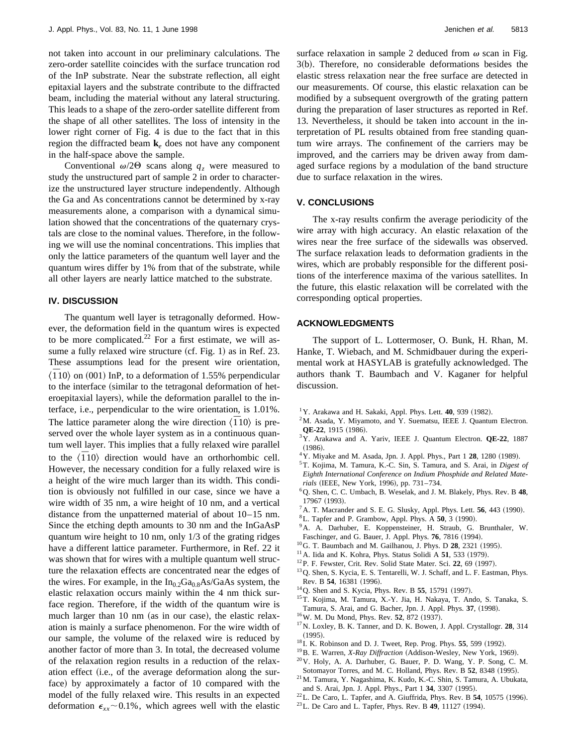not taken into account in our preliminary calculations. The zero-order satellite coincides with the surface truncation rod of the InP substrate. Near the substrate reflection, all eight epitaxial layers and the substrate contribute to the diffracted beam, including the material without any lateral structuring. This leads to a shape of the zero-order satellite different from the shape of all other satellites. The loss of intensity in the lower right corner of Fig. 4 is due to the fact that in this region the diffracted beam $\mathbf{k}_e$ does not have any component in the half-space above the sample.

Conventional $\omega/2\Theta$ scans along $q_z$ were measured to study the unstructured part of sample 2 in order to characterize the unstructured layer structure independently. Although the Ga and As concentrations cannot be determined by x-ray measurements alone, a comparison with a dynamical simulation showed that the concentrations of the quaternary crystals are close to the nominal values. Therefore, in the following we will use the nominal concentrations. This implies that only the lattice parameters of the quantum well layer and the quantum wires differ by 1% from that of the substrate, while all other layers are nearly lattice matched to the substrate.

## IV. DISCUSSION

The quantum well layer is tetragonally deformed. However, the deformation field in the quantum wires is expected to be more complicated.[22] For a first estimate, we will assume a fully relaxed wire structure (cf. Fig. 1) as in Ref. 23. These assumptions lead for the present wire orientation, $\langle\bar{1}10\rangle$ on (001) InP, to a deformation of 1.55% perpendicular to the interface (similar to the tetragonal deformation of heteroepitaxial layers), while the deformation parallel to the interface, i.e., perpendicular to the wire orientation, is 1.01%. The lattice parameter along the wire direction $\langle\bar{1}10\rangle$ is preserved over the whole layer system as in a continuous quantum well layer. This implies that a fully relaxed wire parallel to the $\langle\bar{1}10\rangle$ direction would have an orthorhombic cell. However, the necessary condition for a fully relaxed wire is a height of the wire much larger than its width. This condition is obviously not fulfilled in our case, since we have a wire width of 35 nm, a wire height of 10 nm, and a vertical distance from the unpatterned material of about 10–15 nm. Since the etching depth amounts to 30 nm and the InGaAsP quantum wire height to 10 nm, only 1/3 of the grating ridges have a different lattice parameter. Furthermore, in Ref. 22 it was shown that for wires with a multiple quantum well structure the relaxation effects are concentrated near the edges of the wires. For example, in the $In_{0.2}Ga_{0.8}As/GaAs$ system, the elastic relaxation occurs mainly within the 4 nm thick surface region. Therefore, if the width of the quantum wire is much larger than 10 nm (as in our case), the elastic relaxation is mainly a surface phenomenon. For the wire width of our sample, the volume of the relaxed wire is reduced by another factor of more than 3. In total, the decreased volume of the relaxation region results in a reduction of the relaxation effect (i.e., of the average deformation along the surface) by approximately a factor of 10 compared with the model of the fully relaxed wire. This results in an expected deformation $\epsilon_{xx}\sim 0.1\%$, which agrees well with the elastic surface relaxation in sample 2 deduced from $\omega$ scan in Fig. 3(b). Therefore, no considerable deformations besides the elastic stress relaxation near the free surface are detected in our measurements. Of course, this elastic relaxation can be modified by a subsequent overgrowth of the grating pattern during the preparation of laser structures as reported in Ref. 13. Nevertheless, it should be taken into account in the interpretation of PL results obtained from free standing quantum wire arrays. The confinement of the carriers may be improved, and the carriers may be driven away from damaged surface regions by a modulation of the band structure due to surface relaxation in the wires.

## V. CONCLUSIONS

The x-ray results confirm the average periodicity of the wire array with high accuracy. An elastic relaxation of the wires near the free surface of the sidewalls was observed. The surface relaxation leads to deformation gradients in the wires, which are probably responsible for the different positions of the interference maxima of the various satellites. In the future, this elastic relaxation will be correlated with the corresponding optical properties.

## ACKNOWLEDGMENTS

The support of L. Lottermoser, O. Bunk, H. Rhan, M. Hanke, T. Wiebach, and M. Schmidbauer during the experimental work at HASYLAB is gratefully acknowledged. The authors thank T. Baumbach and V. Kaganer for helpful discussion.

[1] Y. Arakawa and H. Sakaki, Appl. Phys. Lett. **40**, 939 (1982).
[2] M. Asada, Y. Miyamoto, and Y. Suematsu, IEEE J. Quantum Electron. **QE-22**, 1915 (1986).
[3] Y. Arakawa and A. Yariv, IEEE J. Quantum Electron. **QE-22**, 1887 (1986).
[4] Y. Miyake and M. Asada, Jpn. J. Appl. Phys., Part 1 **28**, 1280 (1989).
[5] T. Kojima, M. Tamura, K.-C. Sin, S. Tamura, and S. Arai, in *Digest of Eighth International Conference on Indium Phosphide and Related Materials* (IEEE, New York, 1996), pp. 731–734.
[6] Q. Shen, C. C. Umbach, B. Weselak, and J. M. Blakely, Phys. Rev. B **48**, 17967 (1993).
[7] A. T. Macrander and S. E. G. Slusky, Appl. Phys. Lett. **56**, 443 (1990).
[8] L. Tapfer and P. Grambow, Appl. Phys. A **50**, 3 (1990).
[9] A. A. Darhuber, E. Koppensteiner, H. Straub, G. Brunthaler, W. Faschinger, and G. Bauer, J. Appl. Phys. **76**, 7816 (1994).
[10] G. T. Baumbach and M. Gailhanou, J. Phys. D **28**, 2321 (1995).
[11] A. Iida and K. Kohra, Phys. Status Solidi A **51**, 533 (1979).
[12] P. F. Fewster, Crit. Rev. Solid State Mater. Sci. **22**, 69 (1997).
[13] Q. Shen, S. Kycia, E. S. Tentarelli, W. J. Schaff, and L. F. Eastman, Phys. Rev. B **54**, 16381 (1996).
[14] Q. Shen and S. Kycia, Phys. Rev. B **55**, 15791 (1997).
[15] T. Kojima, M. Tamura, X.-Y. Jia, H. Nakaya, T. Ando, S. Tanaka, S. Tamura, S. Arai, and G. Bacher, Jpn. J. Appl. Phys. **37**, (1998).
[16] W. M. Du Mond, Phys. Rev. **52**, 872 (1937).
[17] N. Loxley, B. K. Tanner, and D. K. Bowen, J. Appl. Crystallogr. **28**, 314 (1995).
[18] I. K. Robinson and D. J. Tweet, Rep. Prog. Phys. **55**, 599 (1992).
[19] B. E. Warren, *X-Ray Diffraction* (Addison-Wesley, New York, 1969).
[20] V. Holy, A. A. Darhuber, G. Bauer, P. D. Wang, Y. P. Song, C. M. Sotomayor Torres, and M. C. Holland, Phys. Rev. B **52**, 8348 (1995).
[21] M. Tamura, Y. Nagashima, K. Kudo, K.-C. Shin, S. Tamura, A. Ubukata, and S. Arai, Jpn. J. Appl. Phys., Part 1 **34**, 3307 (1995).
[22] L. De Caro, L. Tapfer, and A. Giuffrida, Phys. Rev. B **54**, 10575 (1996).
[23] L. De Caro and L. Tapfer, Phys. Rev. B **49**, 11127 (1994).